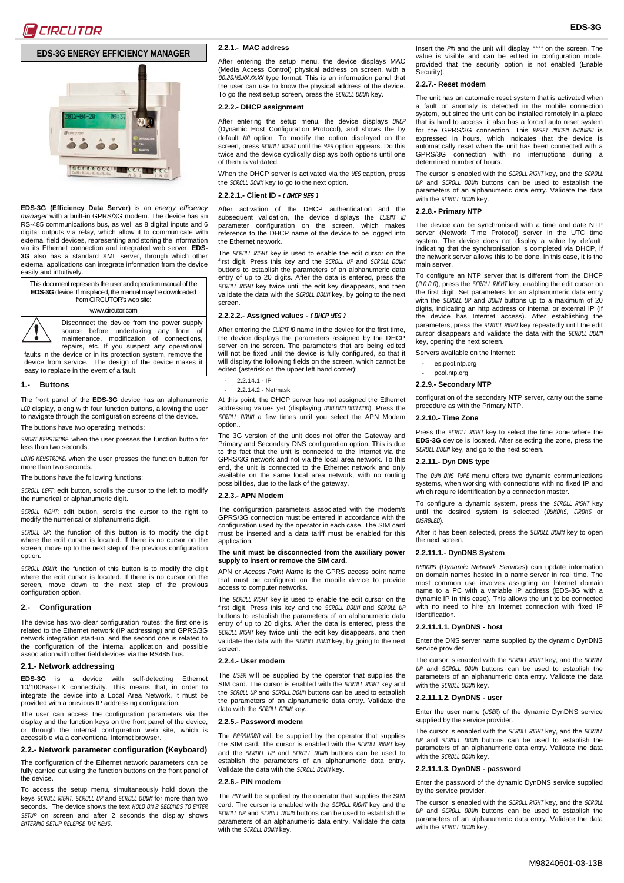# EDS-3G ENERGY EFFICIENCY MANAGER

**EDS-3G (Efficiency Data Server)** is an *energy efficiency manager* with a built-in GPRS/3G modem. The device has an RS-485 communications bus, as well as 8 digital inputs and 6 digital outputs via relay, which allow it to communicate with external field devices, representing and storing the information via its Ethernet connection and integrated web server. **EDS-3G** also has a standard XML server, through which other external applications can integrate information from the device easily and intuitively.

This document represents the user and operation manual of the **EDS-3G** device. If misplaced, the manual may be downloaded from CIRCUTOR's web site:

www.circutor.com

Disconnect the device from the power supply source before undertaking any form of maintenance, modification of connections, repairs, etc. If you suspect any operational faults in the device or in its protection system, remove the device from service. The design of the device makes it easy to replace in the event of a fault.

## 1.- Buttons

The front panel of the **EDS-3G** device has an alphanumeric *LCD* display, along with four function buttons, allowing the user to navigate through the configuration screens of the device.

The buttons have two operating methods:

*SHORT KEYSTROKE*: when the user presses the function button for less than two seconds.

*LONG KEYSTROKE*: when the user presses the function button for more than two seconds.

The buttons have the following functions:

*SCROLL LEFT*: edit button, scrolls the cursor to the left to modify the numerical or alphanumeric digit.

*SCROLL RIGHT*: edit button, scrolls the cursor to the right to modify the numerical or alphanumeric digit.

*SCROLL UP*: the function of this button is to modify the digit where the edit cursor is located. If there is no cursor on the screen, move up to the next step of the previous configuration option.

*SCROLL DOWN*: the function of this button is to modify the digit where the edit cursor is located. If there is no cursor on the screen, move down to the next step of the previous configuration option.

## 2.- Configuration

The device has two clear configuration routes: the first one is related to the Ethernet network (IP addressing) and GPRS/3G network integration start-up, and the second one is related to the configuration of the internal application and possible association with other field devices via the RS485 bus.

### 2.1.- Network addressing

**EDS-3G** is a device with self-detecting Ethernet 10/100BaseTX connectivity. This means that, in order to integrate the device into a Local Area Network, it must be provided with a previous IP addressing configuration.

The user can access the configuration parameters via the display and the function keys on the front panel of the device, or through the internal configuration web site, which is accessible via a conventional Internet browser.

### 2.2.- Network parameter configuration (Keyboard)

The configuration of the Ethernet network parameters can be fully carried out using the function buttons on the front panel of the device.

To access the setup menu, simultaneously hold down the keys *SCROLL RIGHT*, *SCROLL UP* and *SCROLL DOWN* for more than two seconds. The device shows the text *HOLD ON 2 SECONDS TO ENTER SETUP* on screen and after 2 seconds the display shows *ENTERING SETUP RELEASE THE KEYS*.

#### 2.2.1.- MAC address

After entering the setup menu, the device displays MAC (Media Access Control) physical address on screen, with a *00:26:45:XX:XX:XX* type format. This is an information panel that the user can use to know the physical address of the device. To go the next setup screen, press the *SCROLL DOWN* key.

#### 2.2.2.- DHCP assignment

After entering the setup menu, the device displays *DHCP* (Dynamic Host Configuration Protocol), and shows the by default *NO* option. To modify the option displayed on the screen, press *SCROLL RIGHT* until the *YES* option appears. Do this twice and the device cyclically displays both options until one of them is validated.

When the DHCP server is activated via the *YES* caption, press the *SCROLL DOWN* key to go to the next option.

#### 2.2.2.1.- Client ID - *( DHCP YES )*

After activation of the DHCP authentication and the subsequent validation, the device displays the *CLIENT ID* parameter configuration on the screen, which makes reference to the DHCP name of the device to be logged into the Ethernet network.

The *SCROLL RIGHT* key is used to enable the edit cursor on the first digit. Press this key and the *SCROLL UP* and *SCROLL DOWN* buttons to establish the parameters of an alphanumeric data entry of up to 20 digits. After the data is entered, press the *SCROLL RIGHT* key twice until the edit key disappears, and then validate the data with the *SCROLL DOWN* key, by going to the next screen.

#### 2.2.2.2.- Assigned values - *( DHCP YES )*

After entering the *CLIENT ID* name in the device for the first time, the device displays the parameters assigned by the DHCP server on the screen. The parameters that are being edited will not be fixed until the device is fully configured, so that it will display the following fields on the screen, which cannot be edited (asterisk on the upper left hand corner):

- 2.2.14.1.- IP
- 2.2.14.2.- Netmask

At this point, the DHCP server has not assigned the Ethernet addressing values yet (displaying *000.000.000.000*). Press the *SCROLL DOWN* a few times until you select the APN Modem option..

The 3G version of the unit does not offer the Gateway and Primary and Secondary DNS configuration option. This is due to the fact that the unit is connected to the Internet via the GPRS/3G network and not via the local area network. To this end, the unit is connected to the Ethernet network and only available on the same local area network, with no routing possibilities, due to the lack of the gateway.

#### 2.2.3.- APN Modem

The configuration parameters associated with the modem's GPRS/3G connection must be entered in accordance with the configuration used by the operator in each case. The SIM card must be inserted and a data tariff must be enabled for this application.

**The unit must be disconnected from the auxiliary power supply to insert or remove the SIM card.**

APN or *Access Point Name* is the GPRS access point name that must be configured on the mobile device to provide access to computer networks.

The *SCROLL RIGHT* key is used to enable the edit cursor on the first digit. Press this key and the *SCROLL DOWN* and *SCROLL UP* buttons to establish the parameters of an alphanumeric data entry of up to 20 digits. After the data is entered, press the *SCROLL RIGHT* key twice until the edit key disappears, and then validate the data with the *SCROLL DOWN* key, by going to the next screen.

#### 2.2.4.- User modem

The *USER* will be supplied by the operator that supplies the SIM card. The cursor is enabled with the *SCROLL RIGHT* key and the *SCROLL UP* and *SCROLL DOWN* buttons can be used to establish the parameters of an alphanumeric data entry. Validate the data with the *SCROLL DOWN* key.

#### 2.2.5.- Password modem

The *PASSWORD* will be supplied by the operator that supplies the SIM card. The cursor is enabled with the *SCROLL RIGHT* key and the *SCROLL UP* and *SCROLL DOWN* buttons can be used to establish the parameters of an alphanumeric data entry. Validate the data with the *SCROLL DOWN* key.

#### 2.2.6.- PIN modem

The *PIN* will be supplied by the operator that supplies the SIM card. The cursor is enabled with the *SCROLL RIGHT* key and the *SCROLL UP* and *SCROLL DOWN* buttons can be used to establish the parameters of an alphanumeric data entry. Validate the data with the *SCROLL DOWN* key.

Insert the *PIN* and the unit will display **** on the screen. The value is visible and can be edited in configuration mode, provided that the security option is not enabled (Enable Security).

#### 2.2.7.- Reset modem

The unit has an automatic reset system that is activated when a fault or anomaly is detected in the mobile connection system, but since the unit can be installed remotely in a place that is hard to access, it also has a forced auto reset system for the GPRS/3G connection. This *RESET MODEM (HOURS)* is expressed in hours, which indicates that the device is automatically reset when the unit has been connected with a GPRS/3G connection with no interruptions during a determined number of hours.

The cursor is enabled with the *SCROLL RIGHT* key, and the *SCROLL UP* and *SCROLL DOWN* buttons can be used to establish the parameters of an alphanumeric data entry. Validate the data with the *SCROLL DOWN* key.

#### 2.2.8.- Primary NTP

The device can be synchronised with a time and date NTP server (Network Time Protocol) server in the UTC time system. The device does not display a value by default, indicating that the synchronisation is completed via DHCP, if the network server allows this to be done. In this case, it is the main server.

To configure an NTP server that is different from the DHCP (*0.0.0.0*), press the *SCROLL RIGHT* key, enabling the edit cursor on the first digit. Set parameters for an alphanumeric data entry with the *SCROLL UP* and *DOWN* buttons up to a maximum of 20 digits, indicating an http address or internal or external IP (if the device has Internet access). After establishing the parameters, press the *SCROLL RIGHT* key repeatedly until the edit cursor disappears and validate the data with the *SCROLL DOWN* key, opening the next screen.

Servers available on the Internet:

- es.pool.ntp.org
- pool.ntp.org

#### 2.2.9.- Secondary NTP

configuration of the secondary NTP server, carry out the same procedure as with the Primary NTP.

#### 2.2.10.- Time Zone

Press the *SCROLL RIGHT* key to select the time zone where the **EDS-3G** device is located. After selecting the zone, press the *SCROLL DOWN* key, and go to the next screen.

#### 2.2.11.- Dyn DNS type

The *DYN DNS TYPE* menu offers two dynamic communications systems, when working with connections with no fixed IP and which require identification by a connection master.

To configure a dynamic system, press the *SCROLL RIGHT* key until the desired system is selected (*DYNDNS*, *CIRDNS* or *DISABLED*).

After it has been selected, press the *SCROLL DOWN* key to open the next screen.

#### 2.2.11.1.- DynDNS System

*DYNDNS* (*Dynamic Network Services*) can update information on domain names hosted in a name server in real time. The most common use involves assigning an Internet domain name to a PC with a variable IP address (EDS-3G with a dynamic IP in this case). This allows the unit to be connected with no need to hire an Internet connection with fixed IP identification.

#### 2.2.11.1.1. DynDNS - host

Enter the DNS server name supplied by the dynamic DynDNS service provider.

The cursor is enabled with the *SCROLL RIGHT* key, and the *SCROLL UP* and *SCROLL DOWN* buttons can be used to establish the parameters of an alphanumeric data entry. Validate the data with the *SCROLL DOWN* key.

#### 2.2.11.1.2. DynDNS - user

Enter the user name (*USER*) of the dynamic DynDNS service supplied by the service provider.

The cursor is enabled with the *SCROLL RIGHT* key, and the *SCROLL UP* and *SCROLL DOWN* buttons can be used to establish the parameters of an alphanumeric data entry. Validate the data with the *SCROLL DOWN* key.

#### 2.2.11.1.3. DynDNS - password

Enter the password of the dynamic DynDNS service supplied by the service provider.

The cursor is enabled with the *SCROLL RIGHT* key, and the *SCROLL UP* and *SCROLL DOWN* buttons can be used to establish the parameters of an alphanumeric data entry. Validate the data with the *SCROLL DOWN* key.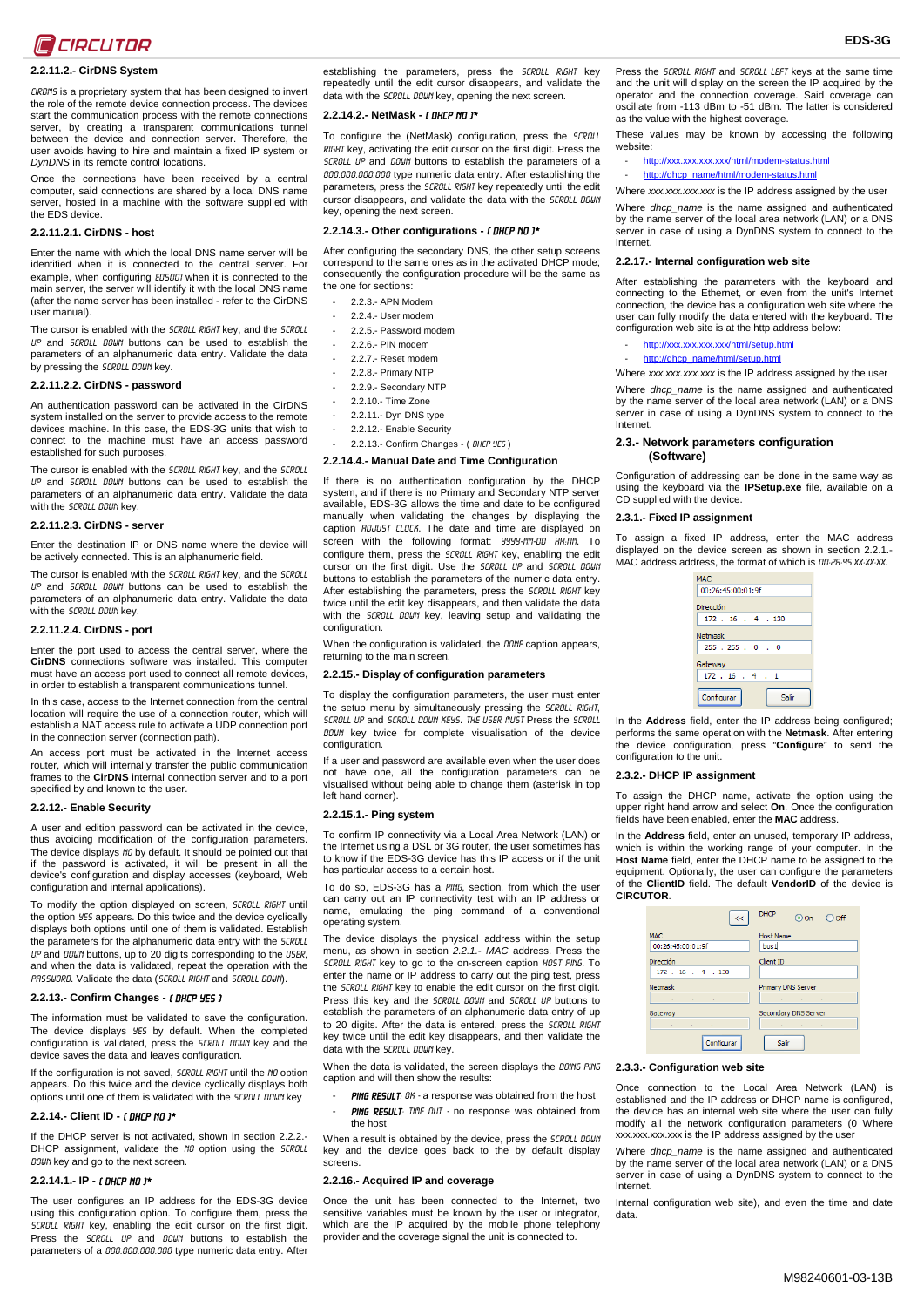### 2.2.11.2.- CirDNS System

*CIRDNS* is a proprietary system that has been designed to invert the role of the remote device connection process. The devices start the communication process with the remote connections server, by creating a transparent communications tunnel between the device and connection server. Therefore, the user avoids having to hire and maintain a fixed IP system or *DynDNS* in its remote control locations.

Once the connections have been received by a central computer, said connections are shared by a local DNS name server, hosted in a machine with the software supplied with the EDS device.

### 2.2.11.2.1. CirDNS - host

Enter the name with which the local DNS name server will be identified when it is connected to the central server. For example, when configuring *EDS001* when it is connected to the main server, the server will identify it with the local DNS name (after the name server has been installed - refer to the CirDNS user manual).

The cursor is enabled with the *SCROLL RIGHT* key, and the *SCROLL UP* and *SCROLL DOWN* buttons can be used to establish the parameters of an alphanumeric data entry. Validate the data by pressing the *SCROLL DOWN* key.

### 2.2.11.2.2. CirDNS - password

An authentication password can be activated in the CirDNS system installed on the server to provide access to the remote devices machine. In this case, the EDS-3G units that wish to connect to the machine must have an access password established for such purposes.

The cursor is enabled with the *SCROLL RIGHT* key, and the *SCROLL UP* and *SCROLL DOWN* buttons can be used to establish the parameters of an alphanumeric data entry. Validate the data with the *SCROLL DOWN* key.

### 2.2.11.2.3. CirDNS - server

Enter the destination IP or DNS name where the device will be actively connected. This is an alphanumeric field.

The cursor is enabled with the *SCROLL RIGHT* key, and the *SCROLL UP* and *SCROLL DOWN* buttons can be used to establish the parameters of an alphanumeric data entry. Validate the data with the *SCROLL DOWN* key.

### 2.2.11.2.4. CirDNS - port

Enter the port used to access the central server, where the **CirDNS** connections software was installed. This computer must have an access port used to connect all remote devices, in order to establish a transparent communications tunnel.

In this case, access to the Internet connection from the central location will require the use of a connection router, which will establish a NAT access rule to activate a UDP connection port in the connection server (connection path).

An access port must be activated in the Internet access router, which will internally transfer the public communication frames to the **CirDNS** internal connection server and to a port specified by and known to the user.

### 2.2.12.- Enable Security

A user and edition password can be activated in the device, thus avoiding modification of the configuration parameters. The device displays *NO* by default. It should be pointed out that if the password is activated, it will be present in all the device's configuration and display accesses (keyboard, Web configuration and internal applications).

To modify the option displayed on screen, *SCROLL RIGHT* until the option *YES* appears. Do this twice and the device cyclically displays both options until one of them is validated. Establish the parameters for the alphanumeric data entry with the *SCROLL UP* and *DOWN* buttons, up to 20 digits corresponding to the *USER*, and when the data is validated, repeat the operation with the *PASSWORD*. Validate the data (*SCROLL RIGHT* and *SCROLL DOWN*).

### 2.2.13.- Confirm Changes - *( DHCP YES )*

The information must be validated to save the configuration. The device displays *YES* by default. When the completed configuration is validated, press the *SCROLL DOWN* key and the device saves the data and leaves configuration.

If the configuration is not saved, *SCROLL RIGHT* until the *NO* option appears. Do this twice and the device cyclically displays both options until one of them is validated with the *SCROLL DOWN* key

### 2.2.14.- Client ID - *( DHCP NO )**

If the DHCP server is not activated, shown in section 2.2.2.- DHCP assignment, validate the *NO* option using the *SCROLL DOWN* key and go to the next screen.

### 2.2.14.1.- IP - *( DHCP NO )**

The user configures an IP address for the EDS-3G device using this configuration option. To configure them, press the *SCROLL RIGHT* key, enabling the edit cursor on the first digit. Press the *SCROLL UP* and *DOWN* buttons to establish the parameters of a *000.000.000.000* type numeric data entry. After establishing the parameters, press the *SCROLL RIGHT* key repeatedly until the edit cursor disappears, and validate the data with the *SCROLL DOWN* key, opening the next screen.

### 2.2.14.2.- NetMask - *( DHCP NO )**

To configure the (NetMask) configuration, press the *SCROLL RIGHT* key, activating the edit cursor on the first digit. Press the *SCROLL UP* and *DOWN* buttons to establish the parameters of a *000.000.000.000* type numeric data entry. After establishing the parameters, press the *SCROLL RIGHT* key repeatedly until the edit cursor disappears, and validate the data with the *SCROLL DOWN* key, opening the next screen.

### 2.2.14.3.- Other configurations - *( DHCP NO )**

After configuring the secondary DNS, the other setup screens correspond to the same ones as in the activated DHCP mode; consequently the configuration procedure will be the same as the one for sections:

- 2.2.3.- APN Modem
- 2.2.4.- User modem
- 2.2.5.- Password modem
- 2.2.6.- PIN modem
- 2.2.7.- Reset modem
- 2.2.8.- Primary NTP
- 2.2.9.- Secondary NTP
- 2.2.10.- Time Zone
- 2.2.11.- Dyn DNS type
- 2.2.12.- Enable Security
- 2.2.13.- Confirm Changes - ( *DHCP YES* )

### 2.2.14.4.- Manual Date and Time Configuration

If there is no authentication configuration by the DHCP system, and if there is no Primary and Secondary NTP server available, EDS-3G allows the time and date to be configured manually when validating the changes by displaying the caption *ADJUST CLOCK*. The date and time are displayed on screen with the following format: *YYYY-MM-DD HH:MM*. To configure them, press the *SCROLL RIGHT* key, enabling the edit cursor on the first digit. Use the *SCROLL UP* and *SCROLL DOWN* buttons to establish the parameters of the numeric data entry. After establishing the parameters, press the *SCROLL RIGHT* key twice until the edit key disappears, and then validate the data with the *SCROLL DOWN* key, leaving setup and validating the configuration.

When the configuration is validated, the *DONE* caption appears, returning to the main screen.

### 2.2.15.- Display of configuration parameters

To display the configuration parameters, the user must enter the setup menu by simultaneously pressing the *SCROLL RIGHT*, *SCROLL UP* and *SCROLL DOWN KEYS. THE USER MUST* Press the *SCROLL DOWN* key twice for complete visualisation of the device configuration.

If a user and password are available even when the user does not have one, all the configuration parameters can be visualised without being able to change them (asterisk in top left hand corner).

### 2.2.15.1.- Ping system

To confirm IP connectivity via a Local Area Network (LAN) or the Internet using a DSL or 3G router, the user sometimes has to know if the EDS-3G device has this IP access or if the unit has particular access to a certain host.

To do so, EDS-3G has a *PING*, section, from which the user can carry out an IP connectivity test with an IP address or name, emulating the ping command of a conventional operating system.

The device displays the physical address within the setup menu, as shown in section *2.2.1.- MAC* address. Press the *SCROLL RIGHT* key to go to the on-screen caption *HOST PING*. To enter the name or IP address to carry out the ping test, press the *SCROLL RIGHT* key to enable the edit cursor on the first digit. Press this key and the *SCROLL DOWN* and *SCROLL UP* buttons to establish the parameters of an alphanumeric data entry of up to 20 digits. After the data is entered, press the *SCROLL RIGHT* key twice until the edit key disappears, and then validate the data with the *SCROLL DOWN* key.

When the data is validated, the screen displays the *DOING PING* caption and will then show the results:

- *PING RESULT: OK* - a response was obtained from the host
- *PING RESULT: TIME OUT* - no response was obtained from the host

When a result is obtained by the device, press the *SCROLL DOWN* key and the device goes back to the by default display screens.

### 2.2.16.- Acquired IP and coverage

Once the unit has been connected to the Internet, two sensitive variables must be known by the user or integrator, which are the IP acquired by the mobile phone telephony provider and the coverage signal the unit is connected to.

Press the *SCROLL RIGHT* and *SCROLL LEFT* keys at the same time and the unit will display on the screen the IP acquired by the operator and the connection coverage. Said coverage can oscillate from -113 dBm to -51 dBm. The latter is considered as the value with the highest coverage.

These values may be known by accessing the following website:

- http://xxx.xxx.xxx.xxx/html/modem-status.html
- http://dhcp_name/html/modem-status.html

Where *xxx.xxx.xxx.xxx* is the IP address assigned by the user

Where *dhcp_name* is the name assigned and authenticated by the name server of the local area network (LAN) or a DNS server in case of using a DynDNS system to connect to the Internet.

### 2.2.17.- Internal configuration web site

After establishing the parameters with the keyboard and connecting to the Ethernet, or even from the unit's Internet connection, the device has a configuration web site where the user can fully modify the data entered with the keyboard. The configuration web site is at the http address below:

- http://xxx.xxx.xxx.xxx/html/setup.html
- http://dhcp_name/html/setup.html

Where *xxx.xxx.xxx.xxx* is the IP address assigned by the user

Where *dhcp_name* is the name assigned and authenticated by the name server of the local area network (LAN) or a DNS server in case of using a DynDNS system to connect to the Internet.

## 2.3.- Network parameters configuration (Software)

Configuration of addressing can be done in the same way as using the keyboard via the **IPSetup.exe** file, available on a CD supplied with the device.

### 2.3.1.- Fixed IP assignment

To assign a fixed IP address, enter the MAC address displayed on the device screen as shown in section 2.2.1.- MAC address field, the format of which is *00:26:45:XX:XX:XX*.

MAC: 00:26:45:00:01:9f
Dirección: 172 . 16 . 4 . 130
Netmask: 255 . 255 . 0 . 0
Gateway: 172 . 16 . 4 . 1
Configurar | Salir

In the **Address** field, enter the IP address being configured; performs the same operation with the **Netmask**. After entering the device configuration, press "**Configure**" to send the configuration to the unit.

### 2.3.2.- DHCP IP assignment

To assign the DHCP name, activate the option using the upper right hand arrow and select **On**. Once the configuration fields have been enabled, enter the **MAC** address.

In the **Address** field, enter an unused, temporary IP address, which is within the working range of your computer. In the **Host Name** field, enter the DHCP name to be assigned to the equipment. Optionally, the user can configure the parameters of the **ClientID** field. The default **VendorID** of the device is **CIRCUTOR**.

<< | DHCP: On / Off
MAC: 00:26:45:00:01:9f | Host Name: bus1
Dirección: 172 . 16 . 4 . 130 | Client ID
Netmask | Primary DNS Server
Gateway | Secondary DNS Server
Configurar | Salir

### 2.3.3.- Configuration web site

Once connection to the Local Area Network (LAN) is established and the IP address or DHCP name is configured, the device has an internal web site where the user can fully modify all the network configuration parameters (0 Where xxx.xxx.xxx.xxx is the IP address assigned by the user

Where *dhcp_name* is the name assigned and authenticated by the name server of the local area network (LAN) or a DNS server in case of using a DynDNS system to connect to the Internet.

Internal configuration web site), and even the time and date data.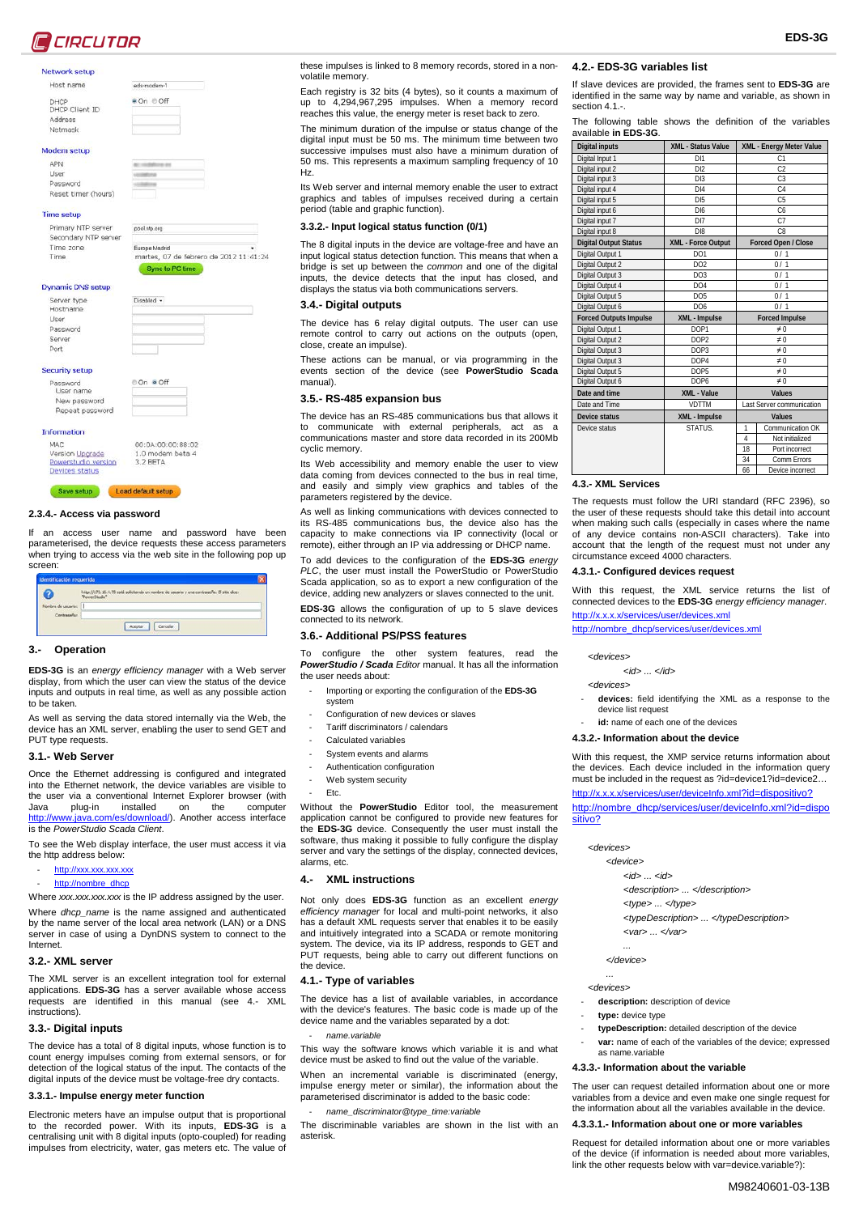Network setup

Host name: eds-modem-1

DHCP: On / Off
DHCP Client ID
Address
Netmask

Modem setup

APN
User
Password
Reset timer (hours)

Time setup

Primary NTP server: pool.ntp.org
Secondary NTP server
Time zone: Europe Madrid
Time: martes, 07 de febrero de 2012 11:41:24

Sync to PC time

Dynamic DNS setup

Server type: Disabled
Hostname
User
Password
Server
Port

Security setup

Password: On / Off
User name
New password
Repeat password

Information

MAC: 00:0A:00:00:88:02
Version Upgrade: 1.0 modem beta 4
Powerstudio version: 3.2 BETA
Devices status

Save setup | Load default setup

### 2.3.4.- Access via password

If an access user name and password have been parameterised, the device requests these access parameters when trying to access via the web site in the following pop up screen:

Identificación requerida

Nombre de usuario:
Contraseña:

Aceptar | Cancelar

## 3.- Operation

**EDS-3G** is an *energy efficiency manager* with a Web server display, from which the user can view the status of the device inputs and outputs in real time, as well as any possible action to be taken.

As well as serving the data stored internally via the Web, the device has an XML server, enabling the user to send GET and PUT type requests.

### 3.1.- Web Server

Once the Ethernet addressing is configured and integrated into the Ethernet network, the device variables are visible to the user via a conventional Internet Explorer browser (with Java plug-in installed on the computer http://www.java.com/es/download/). Another access interface is the *PowerStudio Scada Client*.

To see the Web display interface, the user must access it via the http address below:

- http://xxx.xxx.xxx.xxx
- http://nombre_dhcp

Where *xxx.xxx.xxx.xxx* is the IP address assigned by the user.

Where *dhcp_name* is the name assigned and authenticated by the name server of the local area network (LAN) or a DNS server in case of using a DynDNS system to connect to the Internet.

### 3.2.- XML server

The XML server is an excellent integration tool for external applications. **EDS-3G** has a server available whose access requests are identified in this manual (see 4.- XML instructions).

### 3.3.- Digital inputs

The device has a total of 8 digital inputs, whose function is to count energy impulses coming from external sensors, or for detection of the logical status of the input. The contacts of the digital inputs of the device must be voltage-free dry contacts.

#### 3.3.1.- Impulse energy meter function

Electronic meters have an impulse output that is proportional to the recorded power. With its inputs, **EDS-3G** is a centralising unit with 8 digital inputs (opto-coupled) for reading impulses from electricity, water, gas meters etc. The value of these impulses is linked to 8 memory records, stored in a non-volatile memory.

Each registry is 32 bits (4 bytes), so it counts a maximum of up to 4,294,967,295 impulses. When a memory record reaches this value, the energy meter is reset back to zero.

The minimum duration of the impulse or status change of the digital input must be 50 ms. The minimum time between two successive impulses must also have a minimum duration of 50 ms. This represents a maximum sampling frequency of 10 Hz.

Its Web server and internal memory enable the user to extract graphics and tables of impulses received during a certain period (table and graphic function).

#### 3.3.2.- Input logical status function (0/1)

The 8 digital inputs in the device are voltage-free and have an input logical status detection function. This means that when a bridge is set up between the *common* and one of the digital inputs, the device detects that the input has closed, and displays the status via both communications servers.

### 3.4.- Digital outputs

The device has 6 relay digital outputs. The user can use remote control to carry out actions on the outputs (open, close, create an impulse).

These actions can be manual, or via programming in the events section of the device (see **PowerStudio Scada** manual).

### 3.5.- RS-485 expansion bus

The device has an RS-485 communications bus that allows it to communicate with external peripherals, act as a communications master and store data recorded in its 200Mb cyclic memory.

Its Web accessibility and memory enable the user to view data coming from devices connected to the bus in real time, and easily and simply view graphics and tables of the parameters registered by the device.

As well as linking communications with devices connected to its RS-485 communications bus, the device also has the capacity to make connections via IP connectivity (local or remote), either through an IP via addressing or DHCP name.

To add devices to the configuration of the **EDS-3G** *energy PLC*, the user must install the PowerStudio or PowerStudio Scada application, so as to export a new configuration of the device, adding new analyzers or slaves connected to the unit.

**EDS-3G** allows the configuration of up to 5 slave devices connected to its network.

### 3.6.- Additional PS/PSS features

To configure the other system features, read the ***PowerStudio / Scada*** *Editor* manual. It has all the information the user needs about:

- Importing or exporting the configuration of the **EDS-3G** system
- Configuration of new devices or slaves
- Tariff discriminators / calendars
- Calculated variables
- System events and alarms
- Authentication configuration
- Web system security
- Etc.

Without the **PowerStudio** Editor tool, the measurement application cannot be configured to provide new features for the **EDS-3G** device. Consequently the user must install the software, thus making it possible to fully configure the display server and vary the settings of the display, connected devices, alarms, etc.

## 4.- XML instructions

Not only does **EDS-3G** function as an excellent *energy efficiency manager* for local and multi-point networks, it also has a default XML requests server that enables it to be easily and intuitively integrated into a SCADA or remote monitoring system. The device, via its IP address, responds to GET and PUT requests, being able to carry out different functions on the device.

### 4.1.- Type of variables

The device has a list of available variables, in accordance with the device's features. The basic code is made up of the device name and the variables separated by a dot:

- *name.variable*

This way the software knows which variable it is and what device must be asked to find out the value of the variable.

When an incremental variable is discriminated (energy, impulse energy meter or similar), the information about the parameterised discriminator is added to the basic code:

- *name_discriminator@type_time:variable*

The discriminable variables are shown in the list with an asterisk.

### 4.2.- EDS-3G variables list

If slave devices are provided, the frames sent to **EDS-3G** are identified in the same way by name and variable, as shown in section 4.1.-.

The following table shows the definition of the variables available **in EDS-3G**.

| **Digital inputs** | **XML - Status Value** | | **XML - Energy Meter Value** |
|---|---|---|---|
| Digital Input 1 | DI1 | | C1 |
| Digital input 2 | DI2 | | C2 |
| Digital input 3 | DI3 | | C3 |
| Digital input 4 | DI4 | | C4 |
| Digital input 5 | DI5 | | C5 |
| Digital input 6 | DI6 | | C6 |
| Digital input 7 | DI7 | | C7 |
| Digital input 8 | DI8 | | C8 |
| **Digital Output Status** | **XML - Force Output** | | **Forced Open / Close** |
| Digital Output 1 | DO1 | | 0 / 1 |
| Digital Output 2 | DO2 | | 0 / 1 |
| Digital Output 3 | DO3 | | 0 / 1 |
| Digital Output 4 | DO4 | | 0 / 1 |
| Digital Output 5 | DO5 | | 0 / 1 |
| Digital Output 6 | DO6 | | 0 / 1 |
| **Forced Outputs Impulse** | **XML - Impulse** | | **Forced Impulse** |
| Digital Output 1 | DOP1 | | ≠ 0 |
| Digital Output 2 | DOP2 | | ≠ 0 |
| Digital Output 3 | DOP3 | | ≠ 0 |
| Digital Output 3 | DOP4 | | ≠ 0 |
| Digital Output 5 | DOP5 | | ≠ 0 |
| Digital Output 6 | DOP6 | | ≠ 0 |
| **Date and time** | **XML - Value** | | **Values** |
| Date and Time | VDTTM | | Last Server communication |
| **Device status** | **XML - Impulse** | | **Values** |
| Device status | STATUS. | 1 | Communication OK |
| | | 4 | Not initialized |
| | | 18 | Port incorrect |
| | | 34 | Comm Errors |
| | | 66 | Device incorrect |

### 4.3.- XML Services

The requests must follow the URI standard (RFC 2396), so the user of these requests should take this detail into account when making such calls (especially in cases where the name of any device contains non-ASCII characters). Take into account that the length of the request must not under any circumstance exceed 4000 characters.

#### 4.3.1.- Configured devices request

With this request, the XML service returns the list of connected devices to the **EDS-3G** *energy efficiency manager*.

http://x.x.x.x/services/user/devices.xml
http://nombre_dhcp/services/user/devices.xml

```
<devices>
    <id> ... </id>
<devices>
```

- **devices:** field identifying the XML as a response to the device list request
- **id:** name of each one of the devices

#### 4.3.2.- Information about the device

With this request, the XMP service returns information about the devices. Each device included in the information query must be included in the request as ?id=device1?id=device2…

http://x.x.x.x/services/user/deviceInfo.xml?id=dispositivo?
http://nombre_dhcp/services/user/deviceInfo.xml?id=dispositivo?

```
<devices>
    <device>
        <id> ... <id>
        <description> ... </description>
        <type> ... </type>
        <typeDescription> ... </typeDescription>
        <var> ... </var>
        ...
    </device>
    ...
<devices>
```

- **description:** description of device
- **type:** device type
- **typeDescription:** detailed description of the device
- **var:** name of each of the variables of the device; expressed as name.variable

#### 4.3.3.- Information about the variable

The user can request detailed information about one or more variables from a device and even make one single request for the information about all the variables available in the device.

##### 4.3.3.1.- Information about one or more variables

Request for detailed information about one or more variables of the device (if information is needed about more variables, link the other requests below with var=device.variable?):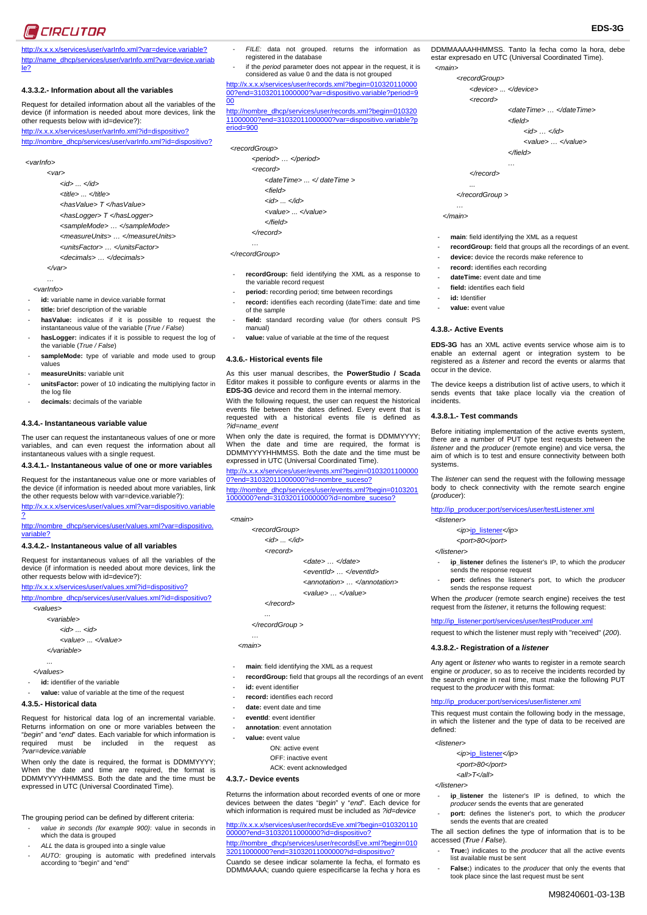http://x.x.x.x/services/user/varInfo.xml?var=device.variable?
http://name_dhcp/services/user/varInfo.xml?var=device.variable?

### 4.3.3.2.- Information about all the variables

Request for detailed information about all the variables of the device (if information is needed about more devices, link the other requests below with id=device?):

http://x.x.x.x/services/user/varInfo.xml?id=dispositivo?
http://nombre_dhcp/services/user/varInfo.xml?id=dispositivo?

```
<varInfo>
    <var>
        <id> ... </id>
        <title> ... </title>
        <hasValue> T </hasValue>
        <hasLogger> T </hasLogger>
        <sampleMode> … </sampleMode>
        <measureUnits> … </measureUnits>
        <unitsFactor> … </unitsFactor>
        <decimals> … </decimals>
    </var>
    …
<varInfo>
```

- **id:** variable name in device.variable format
- **title:** brief description of the variable
- **hasValue:** indicates if it is possible to request the instantaneous value of the variable (*True / False*)
- **hasLogger:** indicates if it is possible to request the log of the variable (*True / False*)
- **sampleMode:** type of variable and mode used to group values
- **measureUnits:** variable unit
- **unitsFactor:** power of 10 indicating the multiplying factor in the log file
- **decimals:** decimals of the variable

### 4.3.4.- Instantaneous variable value

The user can request the instantaneous values of one or more variables, and can even request the information about all instantaneous values with a single request.

#### 4.3.4.1.- Instantaneous value of one or more variables

Request for the instantaneous value of one or more variables of the device (if information is needed about more variables, link the other requests below with var=device.variable?):

http://x.x.x.x/services/user/values.xml?var=dispositivo.variable?
http://nombre_dhcp/services/user/values.xml?var=dispositivo.variable?

#### 4.3.4.2.- Instantaneous value of all variables

Request for instantaneous values of all the variables of the device (if information is needed about more devices, link the other requests below with id=device?):

http://x.x.x.x/services/user/values.xml?id=dispositivo?
http://nombre_dhcp/services/user/values.xml?id=dispositivo?

```
<values>
    <variable>
        <id> ... <id>
        <value> ... </value>
    </variable>
    ...
</values>
```

- **id:** identifier of the variable
- **value:** value of variable at the time of the request

### 4.3.5.- Historical data

Request for historical data log of an incremental variable. Returns information on one or more variables between the "*begin*" and "*end*" dates. Each variable for which information is required must be included in the request as *?var=device.variable*

When only the date is required, the format is DDMMYYYY; When the date and time are required, the format is DDMMYYYYHHMMSS. Both the date and the time must be expressed in UTC (Universal Coordinated Time).

The grouping period can be defined by different criteria:

- *value in seconds (for example 900)*: value in seconds in which the data is grouped
- *ALL* the data is grouped into a single value
- *AUTO:* grouping is automatic with predefined intervals according to "begin" and "end"
- *FILE:* data not grouped. returns the information as registered in the database
- if the *period* parameter does not appear in the request, it is considered as value 0 and the data is not grouped

http://x.x.x.x/services/user/records.xml?begin=01032011000000?end=31032011000000?var=dispositivo.variable?period=900
http://nombre_dhcp/services/user/records.xml?begin=01032011000000?end=31032011000000?var=dispositivo.variable?period=900

```
<recordGroup>
    <period> … </period>
    <record>
        <dateTime> ... </ dateTime >
        <field>
        <id> ... </id>
        <value> ... </value>
        </field>
    </record>
    …
</recordGroup>
```

- **recordGroup:** field identifying the XML as a response to the variable record request
- **period:** recording period; time between recordings
- **record:** identifies each recording (dateTime: date and time of the sample
- **field:** standard recording value (for others consult PS manual)
- **value:** value of variable at the time of the request

### 4.3.6.- Historical events file

As this user manual describes, the **PowerStudio / Scada** Editor makes it possible to configure events or alarms in the **EDS-3G** device and record them in the internal memory.

With the following request, the user can request the historical events file between the dates defined. Every event that is requested with a historical events file is defined as *?id=name_event*

When only the date is required, the format is DDMMYYYY; When the date and time are required, the format is DDMMYYYYHHMMSS. Both the date and the time must be expressed in UTC (Universal Coordinated Time).

http://x.x.x.x/services/user/events.xml?begin=01032011000000?end=31032011000000?id=nombre_suceso?
http://nombre_dhcp/services/user/events.xml?begin=01032011000000?end=31032011000000?id=nombre_suceso?

```
<main>
    <recordGroup>
        <id> ... </id>
        <record>
            <date> … </date>
            <eventId> … </eventId>
            <annotation> … </annotation>
            <value> … </value>
        </record>
        ...
    </recordGroup >
    …
<main>
```

- **main**: field identifying the XML as a request
- **recordGroup:** field that groups all the recordings of an event
- **id:** event identifier
- **record:** identifies each record
- **date:** event date and time
- **eventId**: event identifier
- **annotation**: event annotation
- **value:** Event value
  - ON: active event
  - OFF: inactive event
  - ACK: event acknowledged

### 4.3.7.- Device events

Returns the information about recorded events of one or more devices between the dates "*begin*" y "*end*". Each device for which information is required must be included as *?id=device*

http://x.x.x.x/services/user/recordsEve.xml?begin=01032011000000?end=31032011000000?id=dispositivo?
http://nombre_dhcp/services/user/recordsEve.xml?begin=01032011000000?end=31032011000000?id=dispositivo?

Cuando se desee indicar solamente la fecha, el formato es DDMMAAAA; cuando quiere especificarse la fecha y hora es DDMMAAAAHHMMSS. Tanto la fecha como la hora, debe estar expresado en UTC (Universal Coordinated Time).

```
<main>
    <recordGroup>
        <device> ... </device>
        <record>
            <dateTime> … </dateTime>
            <field>
                <id> … </id>
                <value> … </value>
            </field>
            …
        </record>
        ...
    </recordGroup >
    …
</main>
```

- **main**: field identifying the XML as a request
- **recordGroup:** field that groups all the recordings of an event.
- **device:** device the records make reference to
- **record:** identifies each recording
- **dateTime:** event date and time
- **field:** identifies each field
- **id:** Identifier
- **value:** event value

### 4.3.8.- Active Events

**EDS-3G** has an XML active events service whose aim is to enable an external agent or integration system to be registered as a *listener* and record the events or alarms that occur in the device.

The device keeps a distribution list of active users, to which it sends events that take place locally via the creation of incidents.

#### 4.3.8.1.- Test commands

Before initiating implementation of the active events system, there are a number of PUT type test requests between the *listener* and the *producer* (remote engine) and vice versa, the aim of which is to test and ensure connectivity between both systems.

The *listener* can send the request with the following message body to check connectivity with the remote search engine (*producer*):

http://ip_producer:port/services/user/testListener.xml

```
<listener>
    <ip>ip_listener</ip>
    <port>80</port>
</listener>
```

- **ip_listener** defines the listener's IP, to which the *producer* sends the response request
- **port:** defines the listener's port, to which the *producer* sends the response request

When the *producer* (remote search engine) receives the test request from the *listener*, it returns the following request:

http://ip_listener:port/services/user/testProducer.xml

request to which the listener must reply with "received" (*200*).

#### 4.3.8.2.- Registration of a *listener*

Any agent or *listener* who wants to register in a remote search engine or *producer*, so as to receive the incidents recorded by the search engine in real time, must make the following PUT request to the *producer* with this format:

http://ip_producer:port/services/user/listener.xml

This request must contain the following body in the message, in which the listener and the type of data to be received are defined:

```
<listener>
    <ip>ip_listener</ip>
    <port>80</port>
    <all>T</all>
</listener>
```

- **ip_listener** the listener's IP is defined, to which the *producer* sends the events that are generated
- **port:** defines the listener's port, to which the *producer* sends the events that are created

The all section defines the type of information that is to be accessed (***True*** / ***False***).

- **True:**) indicates to the *producer* that all the active events list available must be sent
- **False:**) indicates to the *producer* that only the events that took place since the last request must be sent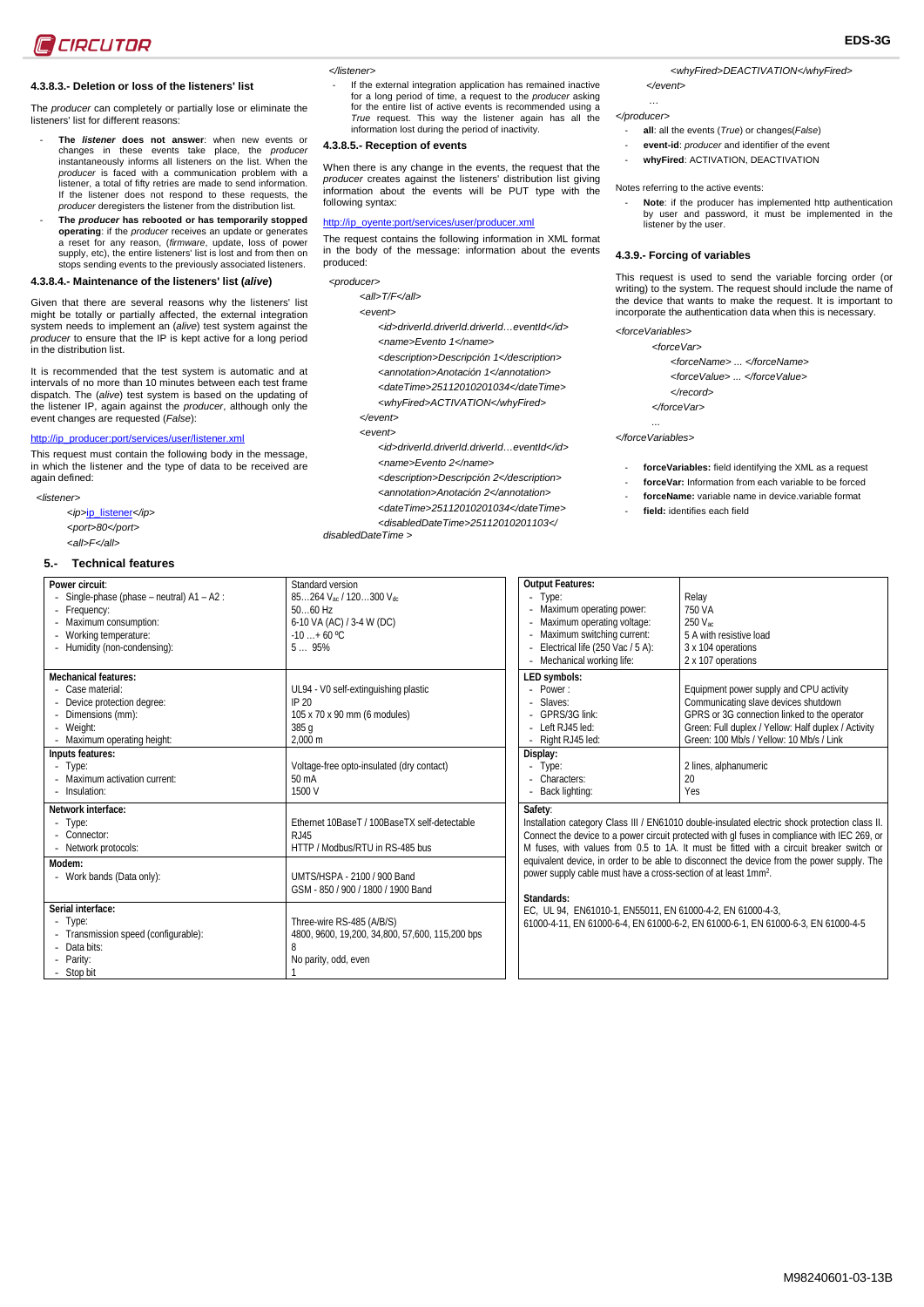#### 4.3.8.3.- Deletion or loss of the listeners' list

The *producer* can completely or partially lose or eliminate the listeners' list for different reasons:

- **The *listener* does not answer**: when new events or changes in these events take place, the *producer* instantaneously informs all listeners on the list. When the *producer* is faced with a communication problem with a listener, a total of fifty retries are made to send information. If the listener does not respond to these requests, the *producer* deregisters the listener from the distribution list.
- **The *producer* has rebooted or has temporarily stopped operating**: if the *producer* receives an update or generates a reset for any reason, (*firmware*, update, loss of power supply, etc), the entire listeners' list is lost and from then on stops sending events to the previously associated listeners.

#### 4.3.8.4.- Maintenance of the listeners' list (*alive*)

Given that there are several reasons why the listeners' list might be totally or partially affected, the external integration system needs to implement an (*alive*) test system against the *producer* to ensure that the IP is kept active for a long period in the distribution list.

It is recommended that the test system is automatic and at intervals of no more than 10 minutes between each test frame dispatch. The (*alive*) test system is based on the updating of the listener IP, again against the *producer*, although only the event changes are requested (*False*):

http://ip_producer:port/services/user/listener.xml

This request must contain the following body in the message, in which the listener and the type of data to be received are again defined:

```
<listener>
    <ip>ip_listener</ip>
    <port>80</port>
    <all>F</all>
</listener>
```

- If the external integration application has remained inactive for a long period of time, a request to the *producer* asking for the entire list of active events is recommended using a *True* request. This way the listener again has all the information lost during the period of inactivity.

#### 4.3.8.5.- Reception of events

When there is any change in the events, the request that the *producer* creates against the listeners' distribution list giving information about the events will be PUT type with the following syntax:

http://ip_oyente:port/services/user/producer.xml

The request contains the following information in XML format in the body of the message: information about the events produced:

```
<producer>
    <all>T/F</all>
    <event>
        <id>driverId.driverId.driverId…eventId</id>
        <name>Evento 1</name>
        <description>Descripción 1</description>
        <annotation>Anotación 1</annotation>
        <dateTime>25112010201034</dateTime>
        <whyFired>ACTIVATION</whyFired>
    </event>
    <event>
        <id>driverId.driverId.driverId…eventId</id>
        <name>Evento 2</name>
        <description>Descripción 2</description>
        <annotation>Anotación 2</annotation>
        <dateTime>25112010201034</dateTime>
        <disabledDateTime>25112010201103</disabledDateTime >
        <whyFired>DEACTIVATION</whyFired>
    </event>
    …
</producer>
```

- **all**: all the events (*True*) or changes(*False*)
- **event-id**: *producer* and identifier of the event
- **whyFired**: ACTIVATION, DEACTIVATION

Notes referring to the active events:

- **Note**: if the producer has implemented http authentication by user and password, it must be implemented in the listener by the user.

#### 4.3.9.- Forcing of variables

This request is used to send the variable forcing order (or writing) to the system. The request should include the name of the device that wants to make the request. It is important to incorporate the authentication data when this is necessary.

```
<forceVariables>
    <forceVar>
        <forceName> ... </forceName>
        <forceValue> ... </forceValue>
        </record>
    </forceVar>
    ...
</forceVariables>
```

- **forceVariables:** field identifying the XML as a request
- **forceVar:** Information from each variable to be forced
- **forceName:** variable name in device.variable format
- **field:** identifies each field

## 5.- Technical features

| | |
|---|---|
| **Power circuit**: | Standard version |
| - Single-phase (phase – neutral) A1 – A2 : | 85…264 $V_{ac}$ / 120…300 $V_{dc}$ |
| - Frequency: | 50…60 Hz |
| - Maximum consumption: | 6-10 VA (AC) / 3-4 W (DC) |
| - Working temperature: | -10 …+ 60 ºC |
| - Humidity (non-condensing): | 5 … 95% |
| **Mechanical features:** | |
| - Case material: | UL94 - V0 self-extinguishing plastic |
| - Device protection degree: | IP 20 |
| - Dimensions (mm): | 105 x 70 x 90 mm (6 modules) |
| - Weight: | 385 g |
| - Maximum operating height: | 2,000 m |
| **Inputs features:** | |
| - Type: | Voltage-free opto-insulated (dry contact) |
| - Maximum activation current: | 50 mA |
| - Insulation: | 1500 V |
| **Network interface:** | |
| - Type: | Ethernet 10BaseT / 100BaseTX self-detectable |
| - Connector: | RJ45 |
| - Network protocols: | HTTP / Modbus/RTU in RS-485 bus |
| **Modem:** | |
| - Work bands (Data only): | UMTS/HSPA - 2100 / 900 Band<br>GSM - 850 / 900 / 1800 / 1900 Band |
| **Serial interface:** | |
| - Type: | Three-wire RS-485 (A/B/S) |
| - Transmission speed (configurable): | 4800, 9600, 19,200, 34,800, 57,600, 115,200 bps |
| - Data bits: | 8 |
| - Parity: | No parity, odd, even |
| - Stop bit | 1 |

| | |
|---|---|
| **Output Features:** | |
| - Type: | Relay |
| - Maximum operating power: | 750 VA |
| - Maximum operating voltage: | 250 $V_{ac}$ |
| - Maximum switching current: | 5 A with resistive load |
| - Electrical life (250 Vac / 5 A): | 3 x 104 operations |
| - Mechanical working life: | 2 x 107 operations |
| **LED symbols:** | |
| - Power : | Equipment power supply and CPU activity |
| - Slaves: | Communicating slave devices shutdown |
| - GPRS/3G link: | GPRS or 3G connection linked to the operator |
| - Left RJ45 led: | Green: Full duplex / Yellow: Half duplex / Activity |
| - Right RJ45 led: | Green: 100 Mb/s / Yellow: 10 Mb/s / Link |
| **Display:** | |
| - Type: | 2 lines, alphanumeric |
| - Characters: | 20 |
| - Back lighting: | Yes |

**Safety**:
Installation category Class III / EN61010 double-insulated electric shock protection class II. Connect the device to a power circuit protected with gl fuses in compliance with IEC 269, or M fuses, with values from 0.5 to 1A. It must be fitted with a circuit breaker switch or equivalent device, in order to be able to disconnect the device from the power supply. The power supply cable must have a cross-section of at least $1mm^2$.

**Standards:**
EC, UL 94, EN61010-1, EN55011, EN 61000-4-2, EN 61000-4-3,
61000-4-11, EN 61000-6-4, EN 61000-6-2, EN 61000-6-1, EN 61000-6-3, EN 61000-4-5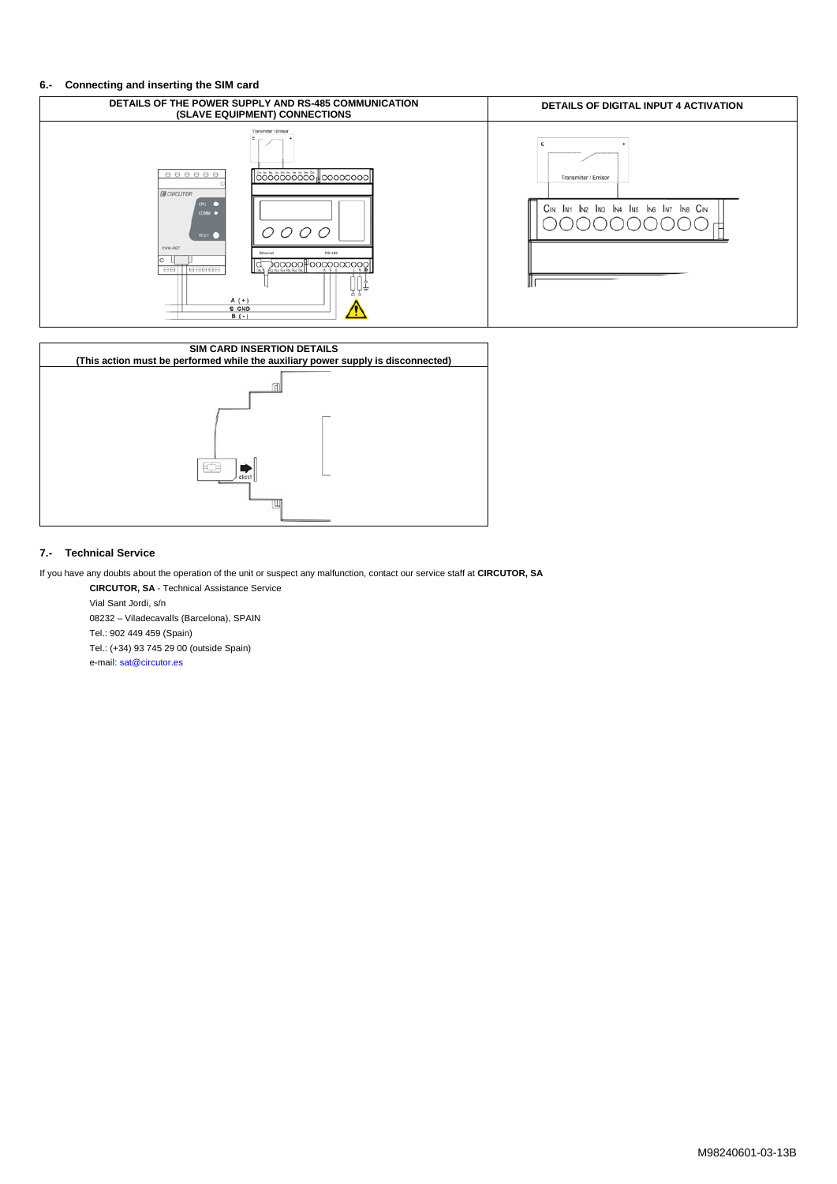## 6.- Connecting and inserting the SIM card

**DETAILS OF THE POWER SUPPLY AND RS-485 COMMUNICATION (SLAVE EQUIPMENT) CONNECTIONS**

Transmitter / Emisor

CIRCUTOR

CPU

COMM

RESET

CVM-NET

Ethernet

RS-485

A (+)

S GND

B (-)

**DETAILS OF DIGITAL INPUT 4 ACTIVATION**

C

\+

Transmitter / Emisor

CIN IN1 IN2 IN3 IN4 IN5 IN6 IN7 IN8 CIN

**SIM CARD INSERTION DETAILS**
**(This action must be performed while the auxiliary power supply is disconnected)**

click!

## 7.- Technical Service

If you have any doubts about the operation of the unit or suspect any malfunction, contact our service staff at **CIRCUTOR, SA**

**CIRCUTOR, SA** - Technical Assistance Service
Vial Sant Jordi, s/n
08232 – Viladecavalls (Barcelona), SPAIN
Tel.: 902 449 459 (Spain)
Tel.: (+34) 93 745 29 00 (outside Spain)
e-mail: sat@circutor.es

M98240601-03-13B